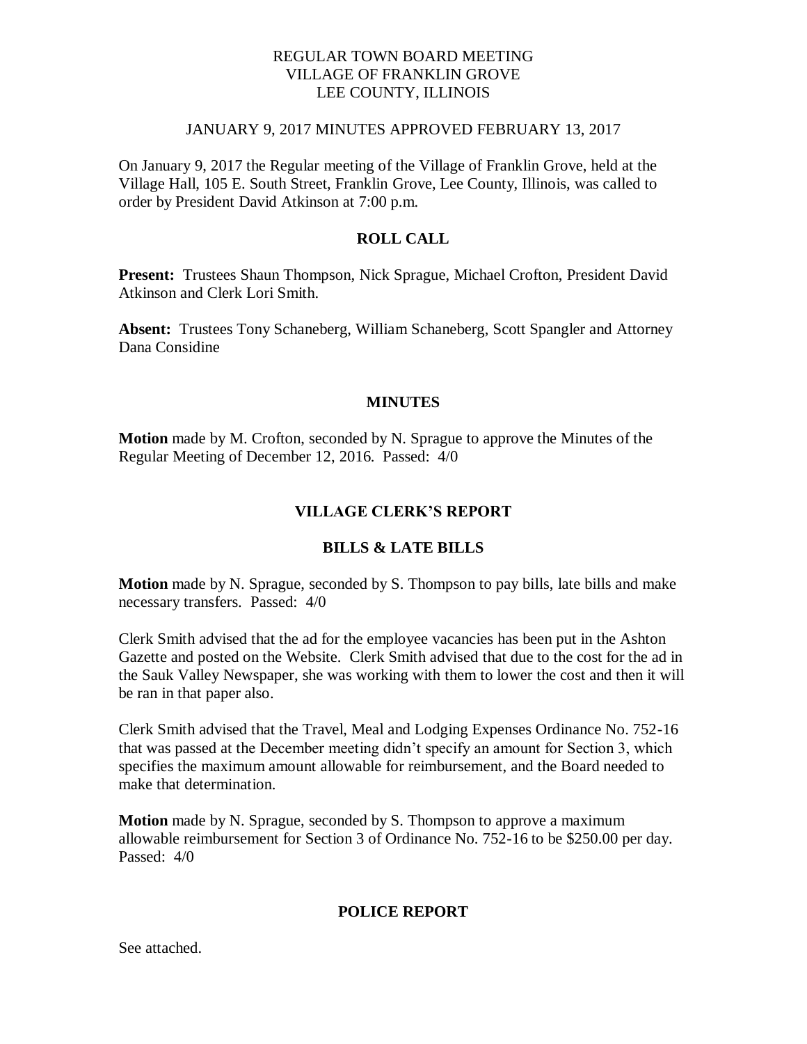REGULAR TOWN BOARD MEETING
VILLAGE OF FRANKLIN GROVE
LEE COUNTY, ILLINOIS

JANUARY 9, 2017 MINUTES APPROVED FEBRUARY 13, 2017

On January 9, 2017 the Regular meeting of the Village of Franklin Grove, held at the Village Hall, 105 E. South Street, Franklin Grove, Lee County, Illinois, was called to order by President David Atkinson at 7:00 p.m.

## ROLL CALL

**Present:** Trustees Shaun Thompson, Nick Sprague, Michael Crofton, President David Atkinson and Clerk Lori Smith.

**Absent:** Trustees Tony Schaneberg, William Schaneberg, Scott Spangler and Attorney Dana Considine

## MINUTES

**Motion** made by M. Crofton, seconded by N. Sprague to approve the Minutes of the Regular Meeting of December 12, 2016. Passed: 4/0

## VILLAGE CLERK'S REPORT

## BILLS & LATE BILLS

**Motion** made by N. Sprague, seconded by S. Thompson to pay bills, late bills and make necessary transfers. Passed: 4/0

Clerk Smith advised that the ad for the employee vacancies has been put in the Ashton Gazette and posted on the Website. Clerk Smith advised that due to the cost for the ad in the Sauk Valley Newspaper, she was working with them to lower the cost and then it will be ran in that paper also.

Clerk Smith advised that the Travel, Meal and Lodging Expenses Ordinance No. 752-16 that was passed at the December meeting didn't specify an amount for Section 3, which specifies the maximum amount allowable for reimbursement, and the Board needed to make that determination.

**Motion** made by N. Sprague, seconded by S. Thompson to approve a maximum allowable reimbursement for Section 3 of Ordinance No. 752-16 to be $250.00 per day. Passed: 4/0

## POLICE REPORT

See attached.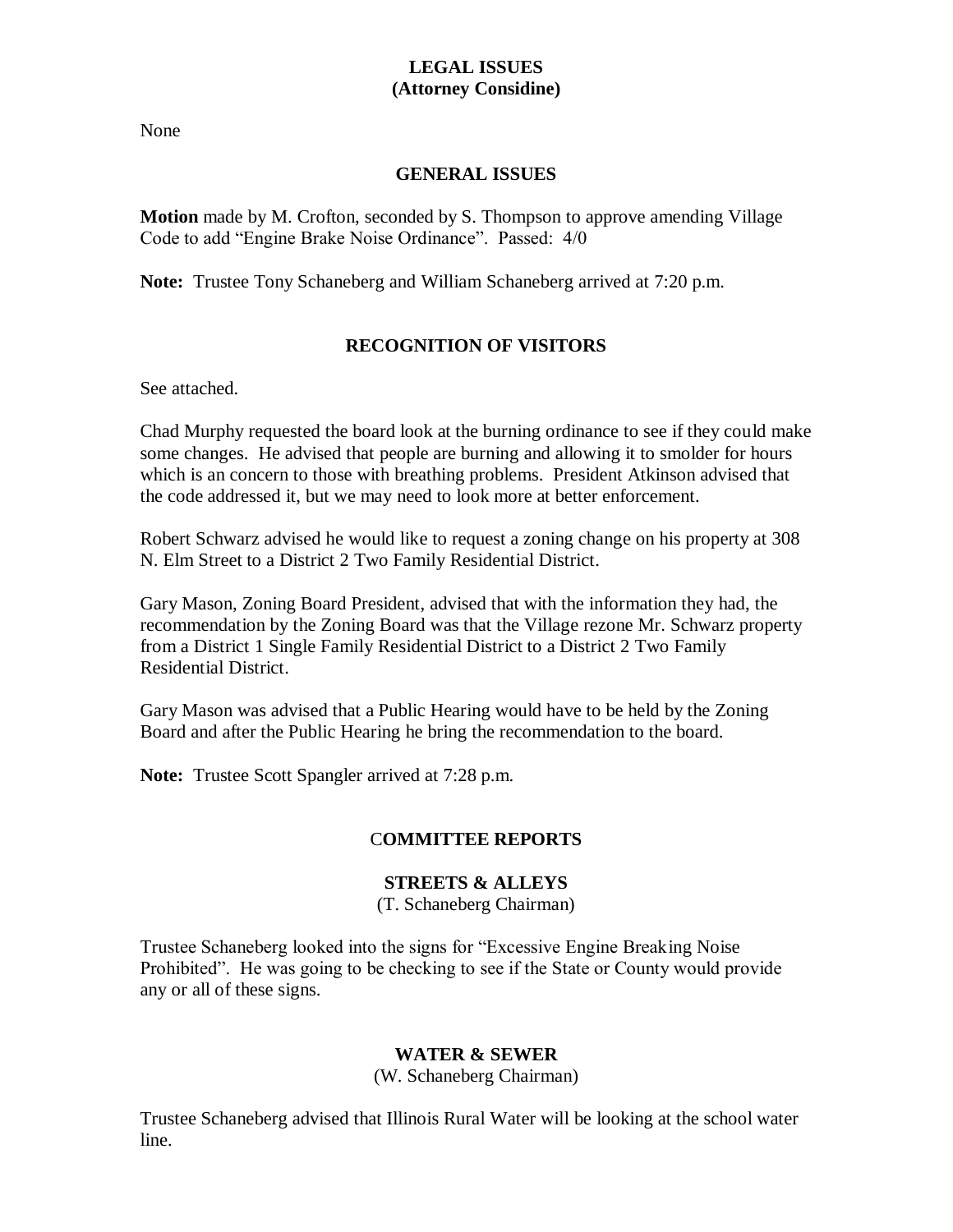**LEGAL ISSUES**
**(Attorney Considine)**

None

**GENERAL ISSUES**

**Motion** made by M. Crofton, seconded by S. Thompson to approve amending Village Code to add "Engine Brake Noise Ordinance". Passed: 4/0

**Note:** Trustee Tony Schaneberg and William Schaneberg arrived at 7:20 p.m.

**RECOGNITION OF VISITORS**

See attached.

Chad Murphy requested the board look at the burning ordinance to see if they could make some changes. He advised that people are burning and allowing it to smolder for hours which is an concern to those with breathing problems. President Atkinson advised that the code addressed it, but we may need to look more at better enforcement.

Robert Schwarz advised he would like to request a zoning change on his property at 308 N. Elm Street to a District 2 Two Family Residential District.

Gary Mason, Zoning Board President, advised that with the information they had, the recommendation by the Zoning Board was that the Village rezone Mr. Schwarz property from a District 1 Single Family Residential District to a District 2 Two Family Residential District.

Gary Mason was advised that a Public Hearing would have to be held by the Zoning Board and after the Public Hearing he bring the recommendation to the board.

**Note:** Trustee Scott Spangler arrived at 7:28 p.m.

**COMMITTEE REPORTS**

**STREETS & ALLEYS**
(T. Schaneberg Chairman)

Trustee Schaneberg looked into the signs for "Excessive Engine Breaking Noise Prohibited". He was going to be checking to see if the State or County would provide any or all of these signs.

**WATER & SEWER**
(W. Schaneberg Chairman)

Trustee Schaneberg advised that Illinois Rural Water will be looking at the school water line.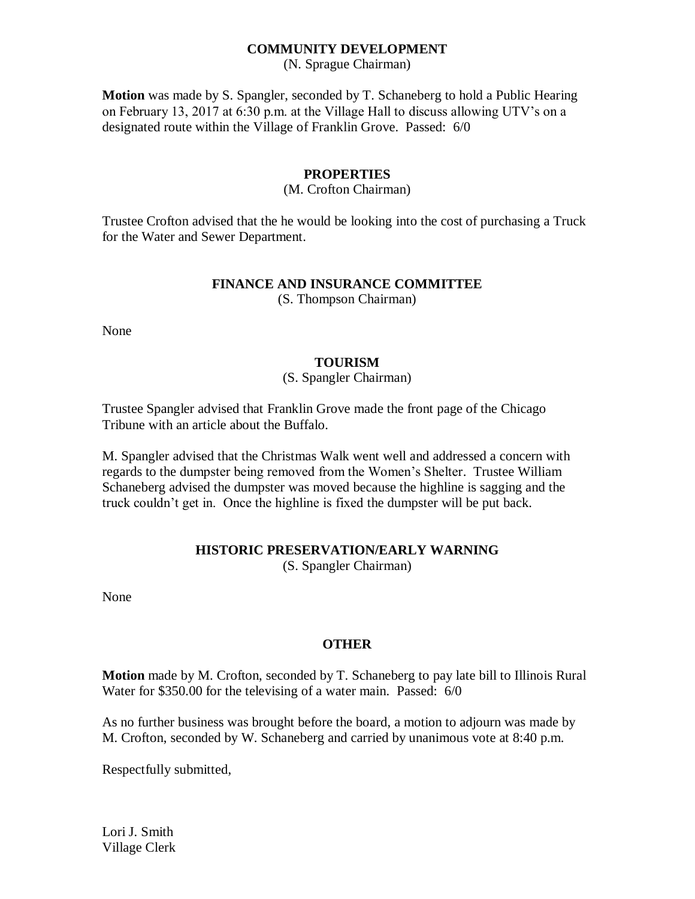## COMMUNITY DEVELOPMENT

(N. Sprague Chairman)

**Motion** was made by S. Spangler, seconded by T. Schaneberg to hold a Public Hearing on February 13, 2017 at 6:30 p.m. at the Village Hall to discuss allowing UTV's on a designated route within the Village of Franklin Grove. Passed: 6/0

## PROPERTIES

(M. Crofton Chairman)

Trustee Crofton advised that the he would be looking into the cost of purchasing a Truck for the Water and Sewer Department.

## FINANCE AND INSURANCE COMMITTEE

(S. Thompson Chairman)

None

## TOURISM

(S. Spangler Chairman)

Trustee Spangler advised that Franklin Grove made the front page of the Chicago Tribune with an article about the Buffalo.

M. Spangler advised that the Christmas Walk went well and addressed a concern with regards to the dumpster being removed from the Women's Shelter. Trustee William Schaneberg advised the dumpster was moved because the highline is sagging and the truck couldn't get in. Once the highline is fixed the dumpster will be put back.

## HISTORIC PRESERVATION/EARLY WARNING

(S. Spangler Chairman)

None

## OTHER

**Motion** made by M. Crofton, seconded by T. Schaneberg to pay late bill to Illinois Rural Water for $350.00 for the televising of a water main. Passed: 6/0

As no further business was brought before the board, a motion to adjourn was made by M. Crofton, seconded by W. Schaneberg and carried by unanimous vote at 8:40 p.m.

Respectfully submitted,

Lori J. Smith
Village Clerk